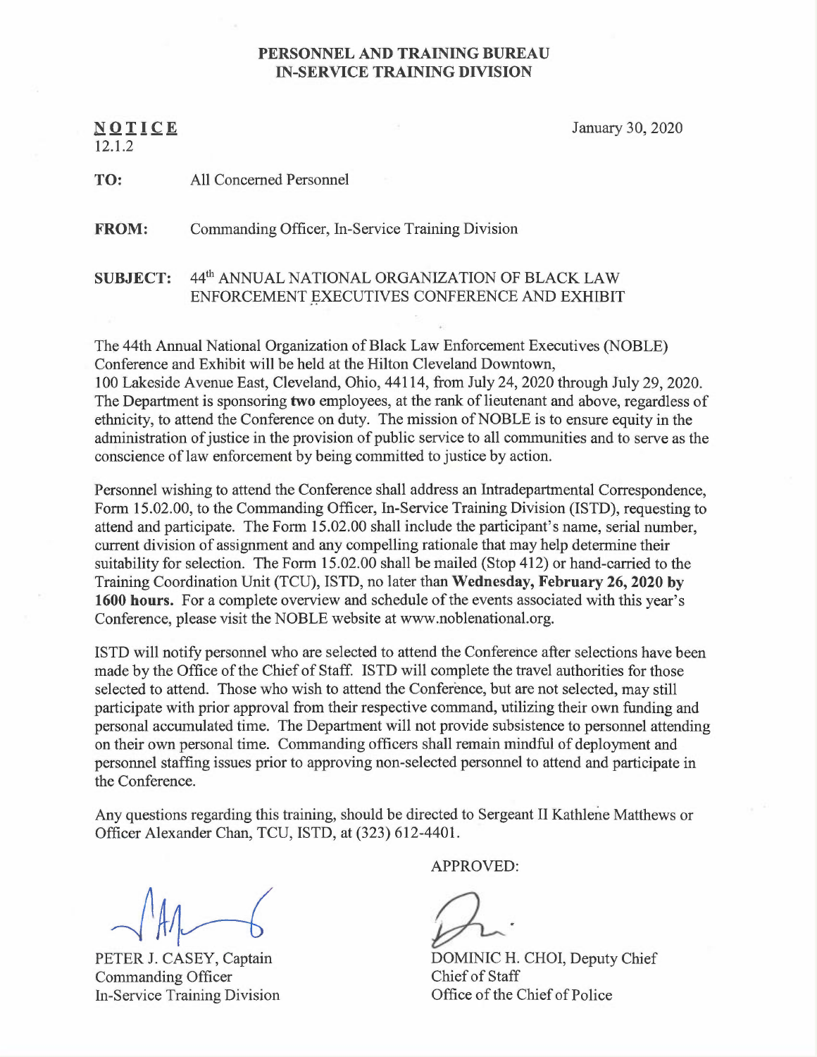**PERSONNEL AND TRAINING BUREAU**
**IN-SERVICE TRAINING DIVISION**

**NOTICE**
12.1.2

January 30, 2020

**TO:** All Concerned Personnel

**FROM:** Commanding Officer, In-Service Training Division

**SUBJECT:** 44th ANNUAL NATIONAL ORGANIZATION OF BLACK LAW ENFORCEMENT EXECUTIVES CONFERENCE AND EXHIBIT

The 44th Annual National Organization of Black Law Enforcement Executives (NOBLE) Conference and Exhibit will be held at the Hilton Cleveland Downtown, 100 Lakeside Avenue East, Cleveland, Ohio, 44114, from July 24, 2020 through July 29, 2020. The Department is sponsoring **two** employees, at the rank of lieutenant and above, regardless of ethnicity, to attend the Conference on duty. The mission of NOBLE is to ensure equity in the administration of justice in the provision of public service to all communities and to serve as the conscience of law enforcement by being committed to justice by action.

Personnel wishing to attend the Conference shall address an Intradepartmental Correspondence, Form 15.02.00, to the Commanding Officer, In-Service Training Division (ISTD), requesting to attend and participate. The Form 15.02.00 shall include the participant's name, serial number, current division of assignment and any compelling rationale that may help determine their suitability for selection. The Form 15.02.00 shall be mailed (Stop 412) or hand-carried to the Training Coordination Unit (TCU), ISTD, no later than **Wednesday, February 26, 2020 by 1600 hours.** For a complete overview and schedule of the events associated with this year's Conference, please visit the NOBLE website at www.noblenational.org.

ISTD will notify personnel who are selected to attend the Conference after selections have been made by the Office of the Chief of Staff. ISTD will complete the travel authorities for those selected to attend. Those who wish to attend the Conference, but are not selected, may still participate with prior approval from their respective command, utilizing their own funding and personal accumulated time. The Department will not provide subsistence to personnel attending on their own personal time. Commanding officers shall remain mindful of deployment and personnel staffing issues prior to approving non-selected personnel to attend and participate in the Conference.

Any questions regarding this training, should be directed to Sergeant II Kathlene Matthews or Officer Alexander Chan, TCU, ISTD, at (323) 612-4401.

PETER J. CASEY, Captain
Commanding Officer
In-Service Training Division

APPROVED:

DOMINIC H. CHOI, Deputy Chief
Chief of Staff
Office of the Chief of Police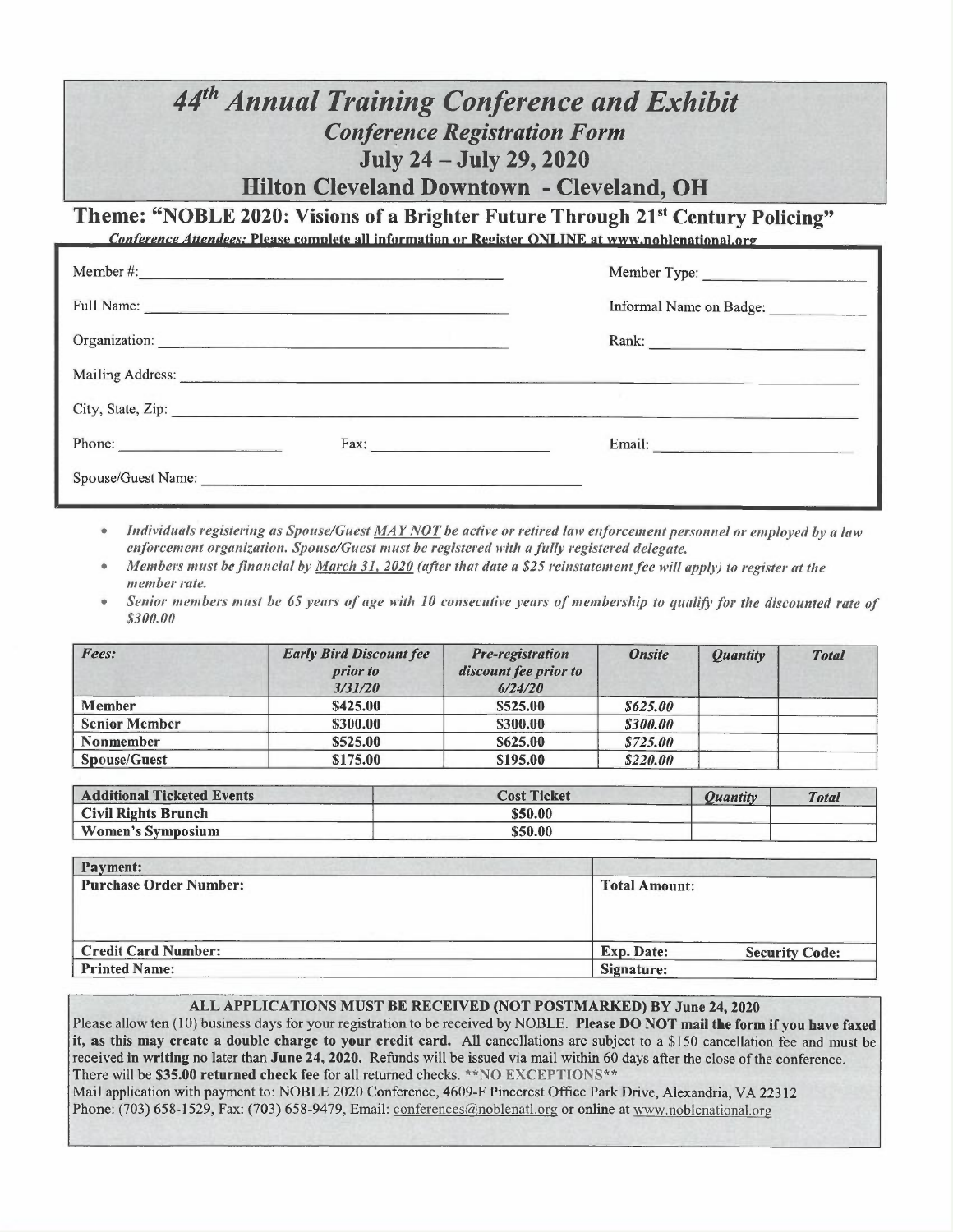# 44th Annual Training Conference and Exhibit

## Conference Registration Form

## July 24 – July 29, 2020

## Hilton Cleveland Downtown - Cleveland, OH

**Theme: "NOBLE 2020: Visions of a Brighter Future Through 21st Century Policing"**

***Conference Attendees:* Please complete all information or Register ONLINE at www.noblenational.org**

Member #: ______________________ Member Type: ______________

Full Name: ______________________ Informal Name on Badge: ______________

Organization: ______________________ Rank: ______________

Mailing Address: ______________________

City, State, Zip: ______________________

Phone: ______________ Fax: ______________ Email: ______________

Spouse/Guest Name: ______________________

- *Individuals registering as Spouse/Guest MAY NOT be active or retired law enforcement personnel or employed by a law enforcement organization. Spouse/Guest must be registered with a fully registered delegate.*
- *Members must be financial by March 31, 2020 (after that date a $25 reinstatement fee will apply) to register at the member rate.*
- *Senior members must be 65 years of age with 10 consecutive years of membership to qualify for the discounted rate of $300.00*

| *Fees:* | *Early Bird Discount fee prior to 3/31/20* | *Pre-registration discount fee prior to 6/24/20* | *Onsite* | *Quantity* | *Total* |
|---|---|---|---|---|---|
| **Member** | **$425.00** | **$525.00** | *$625.00* | | |
| **Senior Member** | **$300.00** | **$300.00** | *$300.00* | | |
| **Nonmember** | **$525.00** | **$625.00** | *$725.00* | | |
| **Spouse/Guest** | **$175.00** | **$195.00** | *$220.00* | | |

| **Additional Ticketed Events** | **Cost Ticket** | *Quantity* | *Total* |
|---|---|---|---|
| **Civil Rights Brunch** | **$50.00** | | |
| **Women's Symposium** | **$50.00** | | |

| **Payment:** | | |
|---|---|---|
| **Purchase Order Number:** | **Total Amount:** | |
| **Credit Card Number:** | **Exp. Date:** | **Security Code:** |
| **Printed Name:** | **Signature:** | |

**ALL APPLICATIONS MUST BE RECEIVED (NOT POSTMARKED) BY June 24, 2020**

Please allow ten (10) business days for your registration to be received by NOBLE. **Please DO NOT mail the form if you have faxed it, as this may create a double charge to your credit card.** All cancellations are subject to a $150 cancellation fee and must be received **in writing** no later than **June 24, 2020.** Refunds will be issued via mail within 60 days after the close of the conference. There will be **$35.00 returned check fee** for all returned checks. **NO EXCEPTIONS**

Mail application with payment to: NOBLE 2020 Conference, 4609-F Pinecrest Office Park Drive, Alexandria, VA 22312
Phone: (703) 658-1529, Fax: (703) 658-9479, Email: conferences@noblenatl.org or online at www.noblenational.org